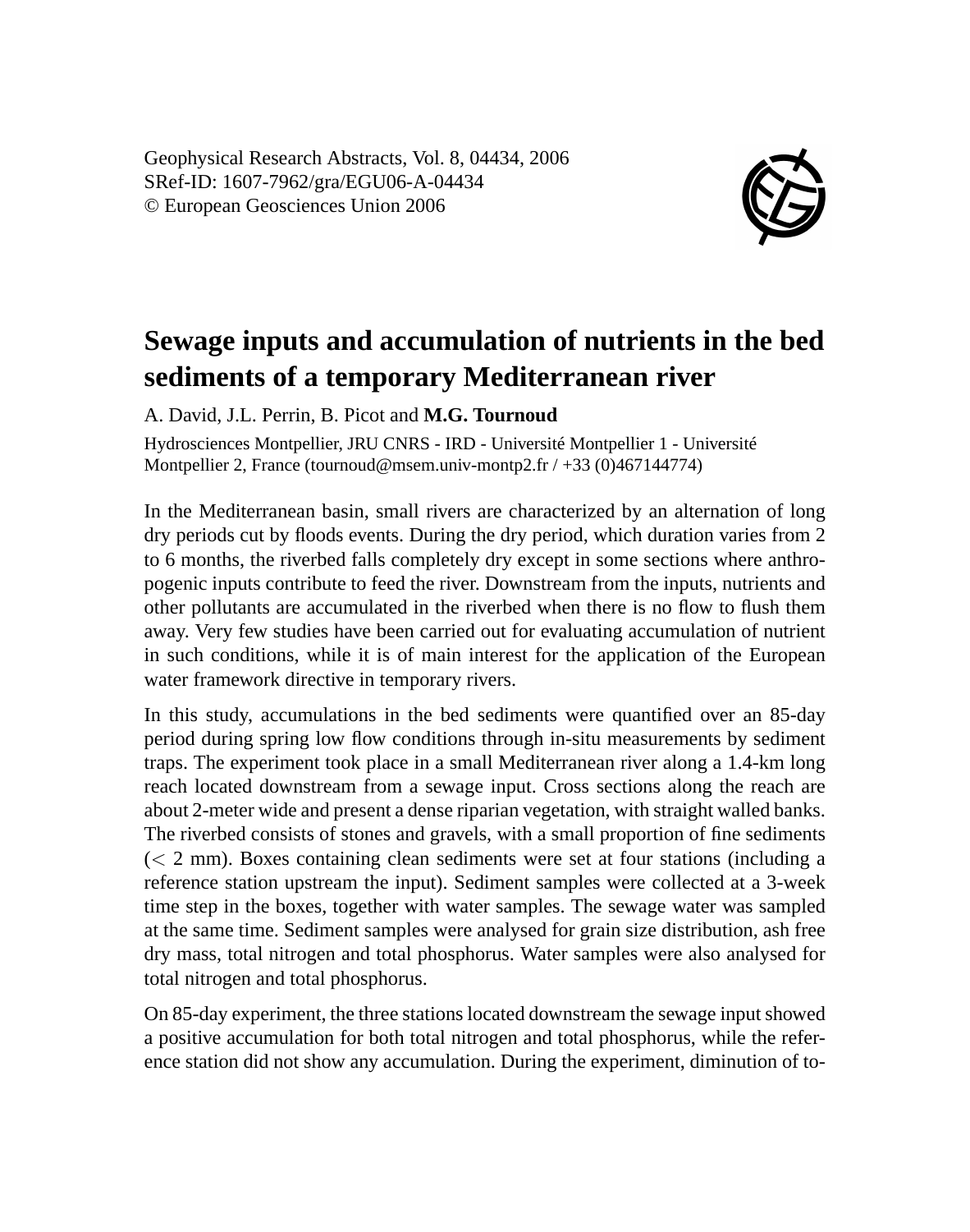# Sewage inputs and accumulation of nutrients in the bed sediments of a temporary Mediterranean river

A. David, J.L. Perrin, B. Picot and **M.G. Tournoud**

Hydrosciences Montpellier, JRU CNRS - IRD - Université Montpellier 1 - Université Montpellier 2, France (tournoud@msem.univ-montp2.fr / +33 (0)467144774)

In the Mediterranean basin, small rivers are characterized by an alternation of long dry periods cut by floods events. During the dry period, which duration varies from 2 to 6 months, the riverbed falls completely dry except in some sections where anthropogenic inputs contribute to feed the river. Downstream from the inputs, nutrients and other pollutants are accumulated in the riverbed when there is no flow to flush them away. Very few studies have been carried out for evaluating accumulation of nutrient in such conditions, while it is of main interest for the application of the European water framework directive in temporary rivers.

In this study, accumulations in the bed sediments were quantified over an 85-day period during spring low flow conditions through in-situ measurements by sediment traps. The experiment took place in a small Mediterranean river along a 1.4-km long reach located downstream from a sewage input. Cross sections along the reach are about 2-meter wide and present a dense riparian vegetation, with straight walled banks. The riverbed consists of stones and gravels, with a small proportion of fine sediments ($< 2$ mm). Boxes containing clean sediments were set at four stations (including a reference station upstream the input). Sediment samples were collected at a 3-week time step in the boxes, together with water samples. The sewage water was sampled at the same time. Sediment samples were analysed for grain size distribution, ash free dry mass, total nitrogen and total phosphorus. Water samples were also analysed for total nitrogen and total phosphorus.

On 85-day experiment, the three stations located downstream the sewage input showed a positive accumulation for both total nitrogen and total phosphorus, while the reference station did not show any accumulation. During the experiment, diminution of to-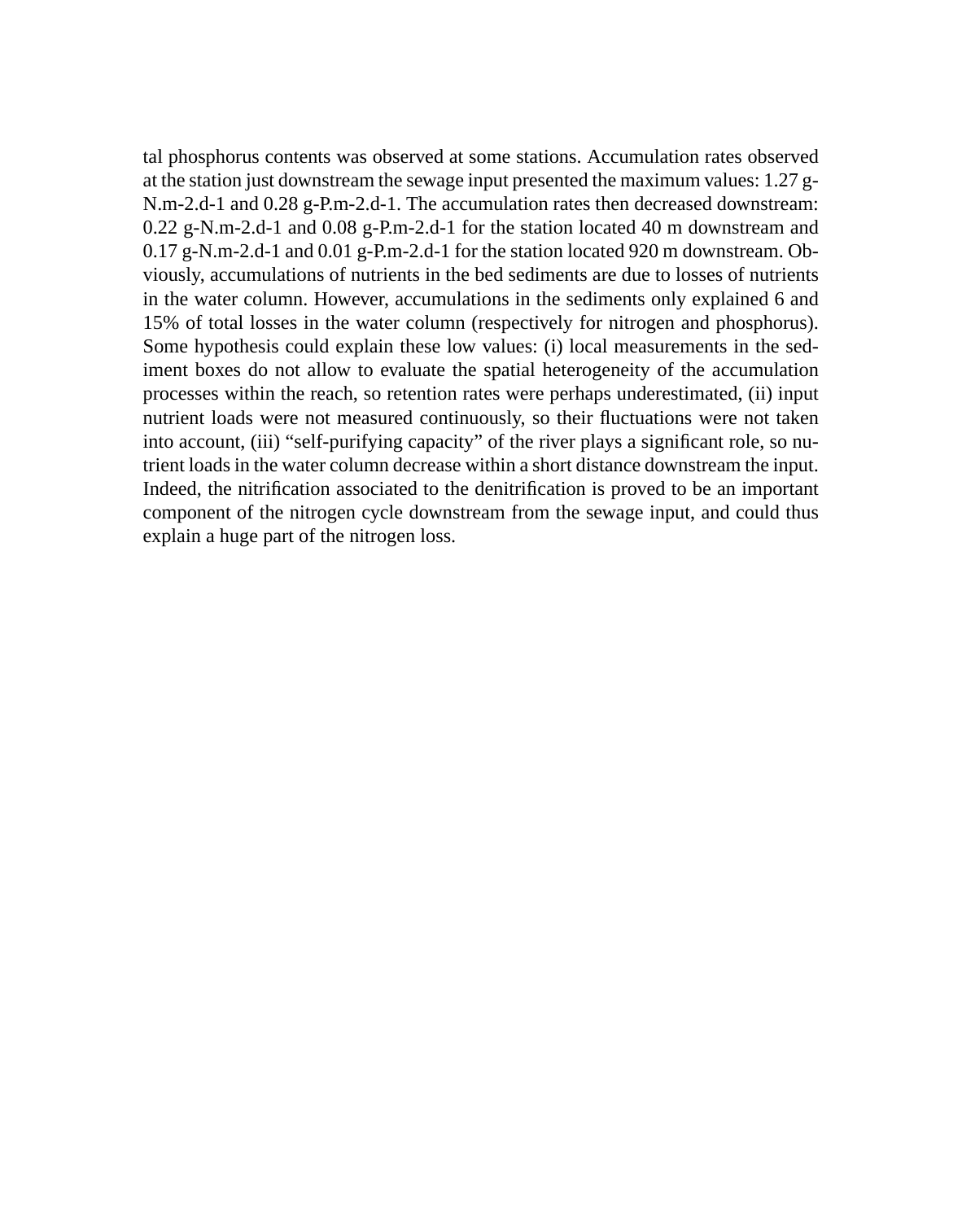tal phosphorus contents was observed at some stations. Accumulation rates observed at the station just downstream the sewage input presented the maximum values: 1.27 g-N.m-2.d-1 and 0.28 g-P.m-2.d-1. The accumulation rates then decreased downstream: 0.22 g-N.m-2.d-1 and 0.08 g-P.m-2.d-1 for the station located 40 m downstream and 0.17 g-N.m-2.d-1 and 0.01 g-P.m-2.d-1 for the station located 920 m downstream. Obviously, accumulations of nutrients in the bed sediments are due to losses of nutrients in the water column. However, accumulations in the sediments only explained 6 and 15% of total losses in the water column (respectively for nitrogen and phosphorus). Some hypothesis could explain these low values: (i) local measurements in the sediment boxes do not allow to evaluate the spatial heterogeneity of the accumulation processes within the reach, so retention rates were perhaps underestimated, (ii) input nutrient loads were not measured continuously, so their fluctuations were not taken into account, (iii) "self-purifying capacity" of the river plays a significant role, so nutrient loads in the water column decrease within a short distance downstream the input. Indeed, the nitrification associated to the denitrification is proved to be an important component of the nitrogen cycle downstream from the sewage input, and could thus explain a huge part of the nitrogen loss.